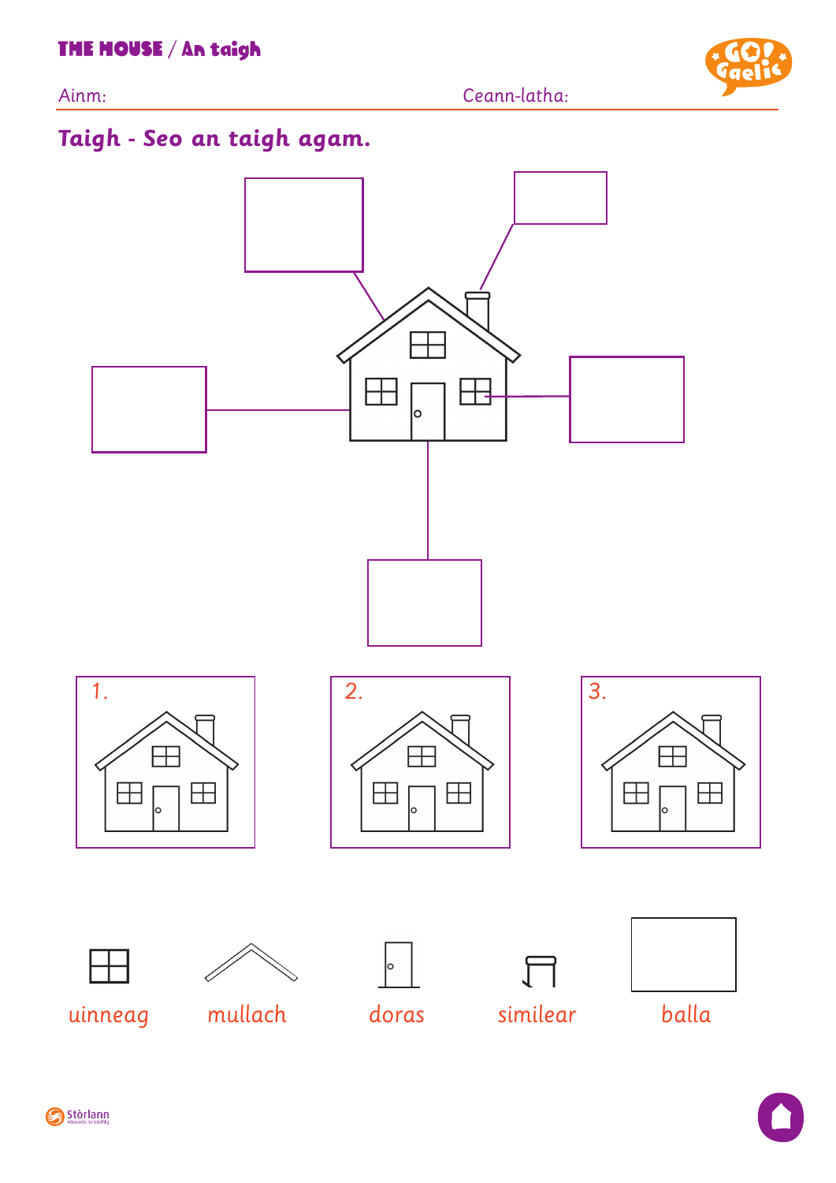THE HOUSE / An taigh

Ainm:

Ceann-latha:

## Taigh - Seo an taigh agam.

1.

2.

3.

uinneag

mullach

doras

similear

balla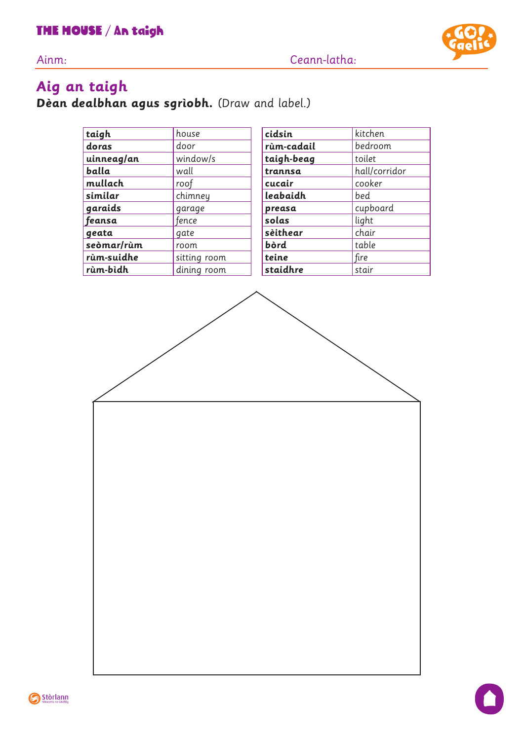# THE HOUSE / An taigh

Ainm: Ceann-latha:

## Aig an taigh

**Dèan dealbhan agus sgrìobh.** (Draw and label.)

| | |
|---|---|
| **taigh** | house |
| **doras** | door |
| **uinneag/an** | window/s |
| **balla** | wall |
| **mullach** | roof |
| **similar** | chimney |
| **garaids** | garage |
| **feansa** | fence |
| **geata** | gate |
| **seòmar/rùm** | room |
| **rùm-suidhe** | sitting room |
| **rùm-bìdh** | dining room |

| | |
|---|---|
| **cidsin** | kitchen |
| **rùm-cadail** | bedroom |
| **taigh-beag** | toilet |
| **trannsa** | hall/corridor |
| **cucair** | cooker |
| **leabaidh** | bed |
| **preasa** | cupboard |
| **solas** | light |
| **sèithear** | chair |
| **bòrd** | table |
| **teine** | fire |
| **staidhre** | stair |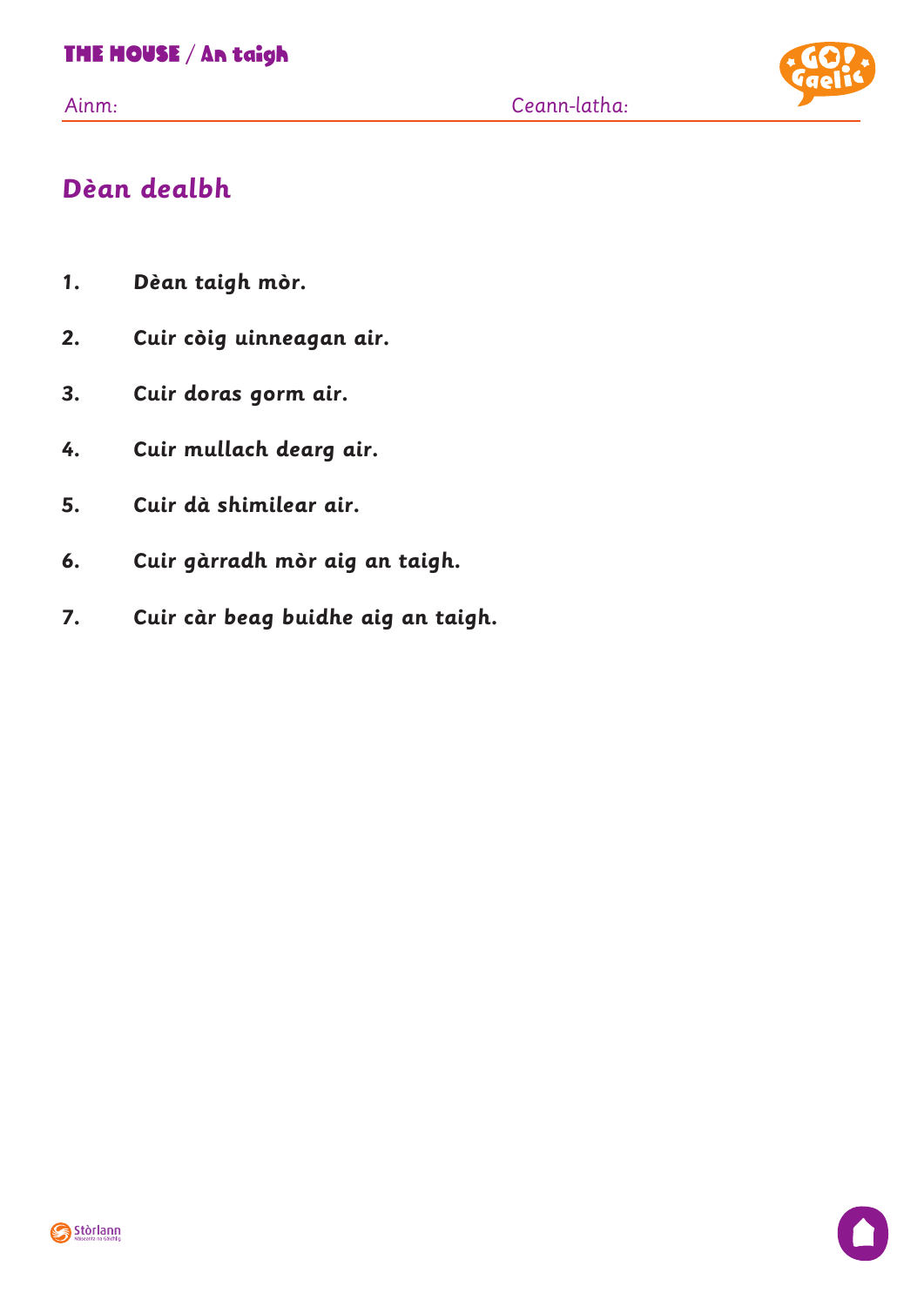Ainm: Ceann-latha:

## Dèan dealbh

1. **Dèan taigh mòr.**
2. **Cuir còig uinneagan air.**
3. **Cuir doras gorm air.**
4. **Cuir mullach dearg air.**
5. **Cuir dà shimilear air.**
6. **Cuir gàrradh mòr aig an taigh.**
7. **Cuir càr beag buidhe aig an taigh.**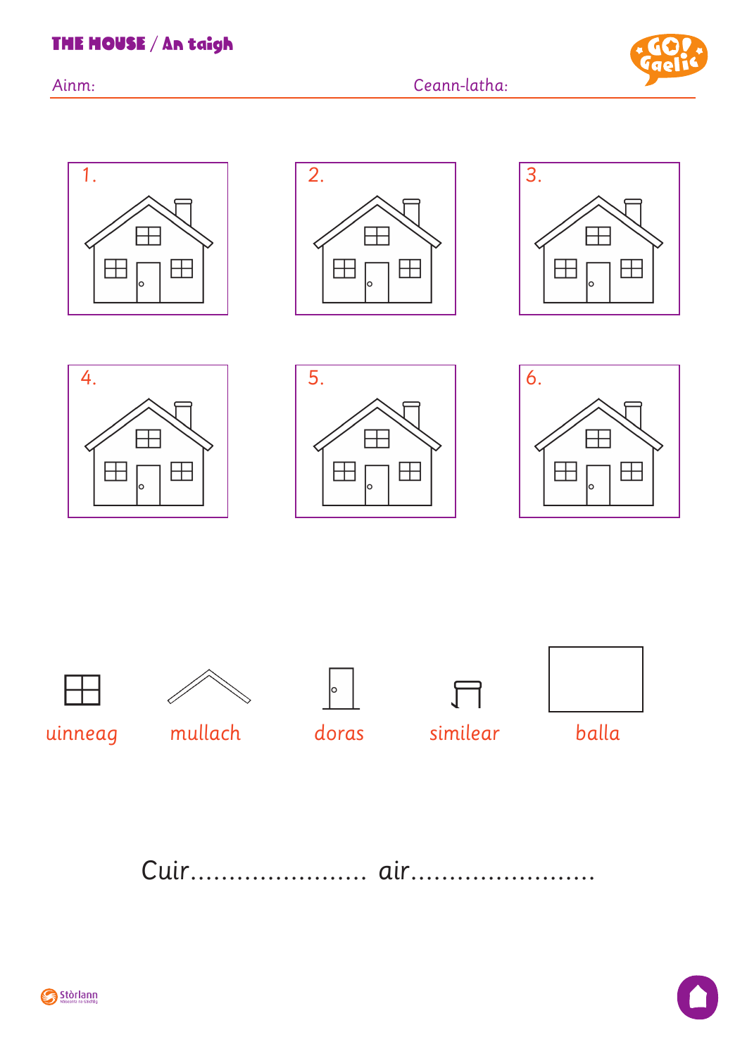# THE HOUSE / An taigh

Ainm: Ceann-latha:

1.

2.

3.

4.

5.

6.

uinneag mullach doras similear balla

Cuir...................... air.......................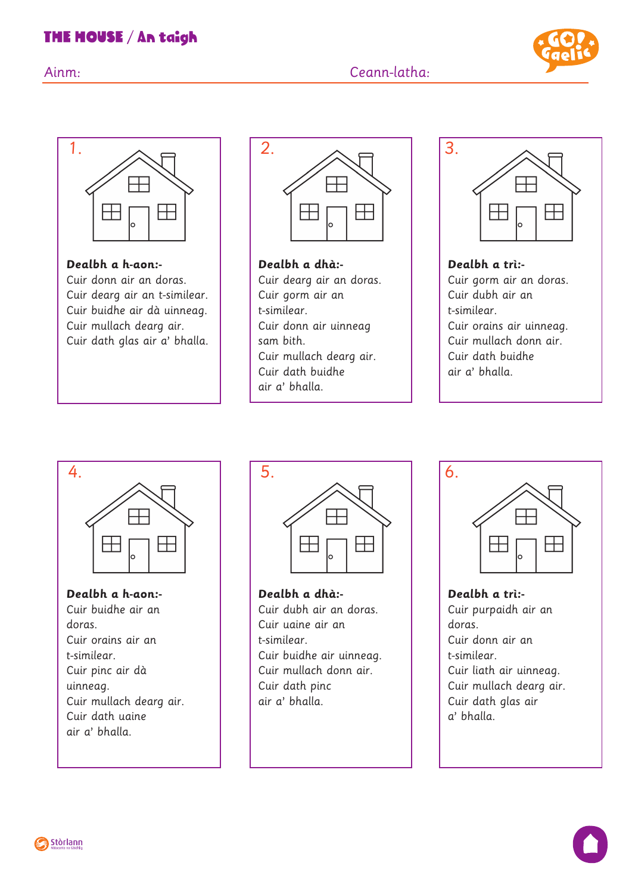# THE HOUSE / An taigh

Ainm: Ceann-latha:

## 1.

**Dealbh a h-aon:-**
Cuir donn air an doras.
Cuir dearg air an t-similear.
Cuir buidhe air dà uinneag.
Cuir mullach dearg air.
Cuir dath glas air a' bhalla.

## 2.

**Dealbh a dhà:-**
Cuir dearg air an doras.
Cuir gorm air an t-similear.
Cuir donn air uinneag sam bith.
Cuir mullach dearg air.
Cuir dath buidhe air a' bhalla.

## 3.

**Dealbh a trì:-**
Cuir gorm air an doras.
Cuir dubh air an t-similear.
Cuir orains air uinneag.
Cuir mullach donn air.
Cuir dath buidhe air a' bhalla.

## 4.

**Dealbh a h-aon:-**
Cuir buidhe air an doras.
Cuir orains air an t-similear.
Cuir pinc air dà uinneag.
Cuir mullach dearg air.
Cuir dath uaine air a' bhalla.

## 5.

**Dealbh a dhà:-**
Cuir dubh air an doras.
Cuir uaine air an t-similear.
Cuir buidhe air uinneag.
Cuir mullach donn air.
Cuir dath pinc air a' bhalla.

## 6.

**Dealbh a trì:-**
Cuir purpaidh air an doras.
Cuir donn air an t-similear.
Cuir liath air uinneag.
Cuir mullach dearg air.
Cuir dath glas air a' bhalla.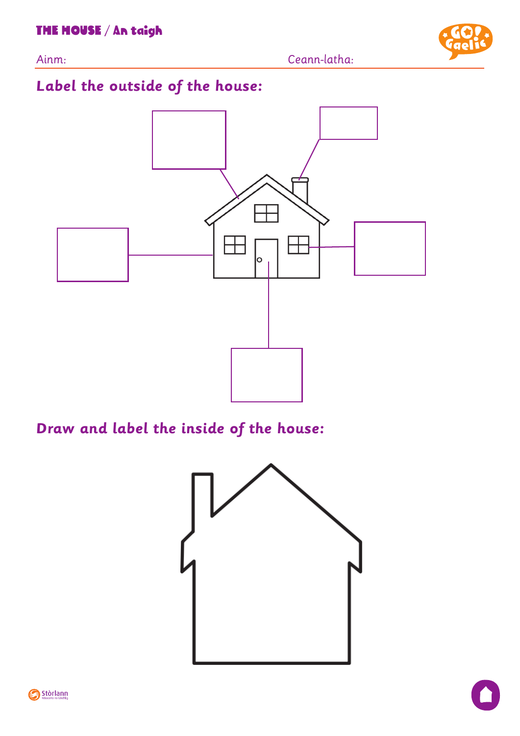# THE HOUSE / An taigh

Ainm: Ceann-latha:

## Label the outside of the house:

## Draw and label the inside of the house: